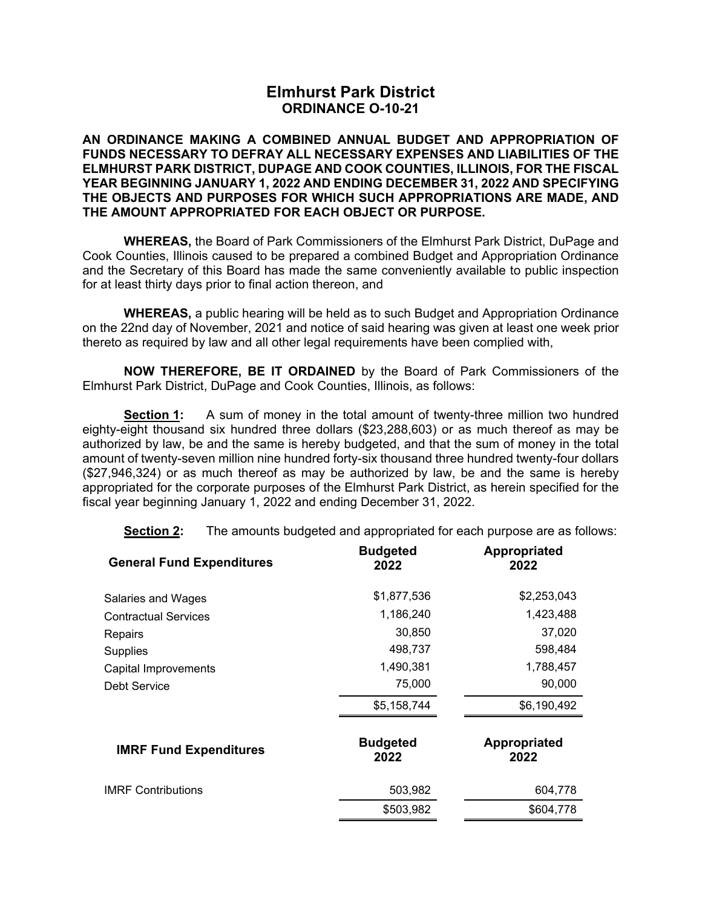# Elmhurst Park District
## ORDINANCE O-10-21

**AN ORDINANCE MAKING A COMBINED ANNUAL BUDGET AND APPROPRIATION OF FUNDS NECESSARY TO DEFRAY ALL NECESSARY EXPENSES AND LIABILITIES OF THE ELMHURST PARK DISTRICT, DUPAGE AND COOK COUNTIES, ILLINOIS, FOR THE FISCAL YEAR BEGINNING JANUARY 1, 2022 AND ENDING DECEMBER 31, 2022 AND SPECIFYING THE OBJECTS AND PURPOSES FOR WHICH SUCH APPROPRIATIONS ARE MADE, AND THE AMOUNT APPROPRIATED FOR EACH OBJECT OR PURPOSE.**

**WHEREAS,** the Board of Park Commissioners of the Elmhurst Park District, DuPage and Cook Counties, Illinois caused to be prepared a combined Budget and Appropriation Ordinance and the Secretary of this Board has made the same conveniently available to public inspection for at least thirty days prior to final action thereon, and

**WHEREAS,** a public hearing will be held as to such Budget and Appropriation Ordinance on the 22nd day of November, 2021 and notice of said hearing was given at least one week prior thereto as required by law and all other legal requirements have been complied with,

**NOW THEREFORE, BE IT ORDAINED** by the Board of Park Commissioners of the Elmhurst Park District, DuPage and Cook Counties, Illinois, as follows:

**Section 1:** A sum of money in the total amount of twenty-three million two hundred eighty-eight thousand six hundred three dollars ($23,288,603) or as much thereof as may be authorized by law, be and the same is hereby budgeted, and that the sum of money in the total amount of twenty-seven million nine hundred forty-six thousand three hundred twenty-four dollars ($27,946,324) or as much thereof as may be authorized by law, be and the same is hereby appropriated for the corporate purposes of the Elmhurst Park District, as herein specified for the fiscal year beginning January 1, 2022 and ending December 31, 2022.

**Section 2:** The amounts budgeted and appropriated for each purpose are as follows:

| General Fund Expenditures | Budgeted 2022 | Appropriated 2022 |
|---|---|---|
| Salaries and Wages | $1,877,536 | $2,253,043 |
| Contractual Services | 1,186,240 | 1,423,488 |
| Repairs | 30,850 | 37,020 |
| Supplies | 498,737 | 598,484 |
| Capital Improvements | 1,490,381 | 1,788,457 |
| Debt Service | 75,000 | 90,000 |
| | $5,158,744 | $6,190,492 |

| IMRF Fund Expenditures | Budgeted 2022 | Appropriated 2022 |
|---|---|---|
| IMRF Contributions | 503,982 | 604,778 |
| | $503,982 | $604,778 |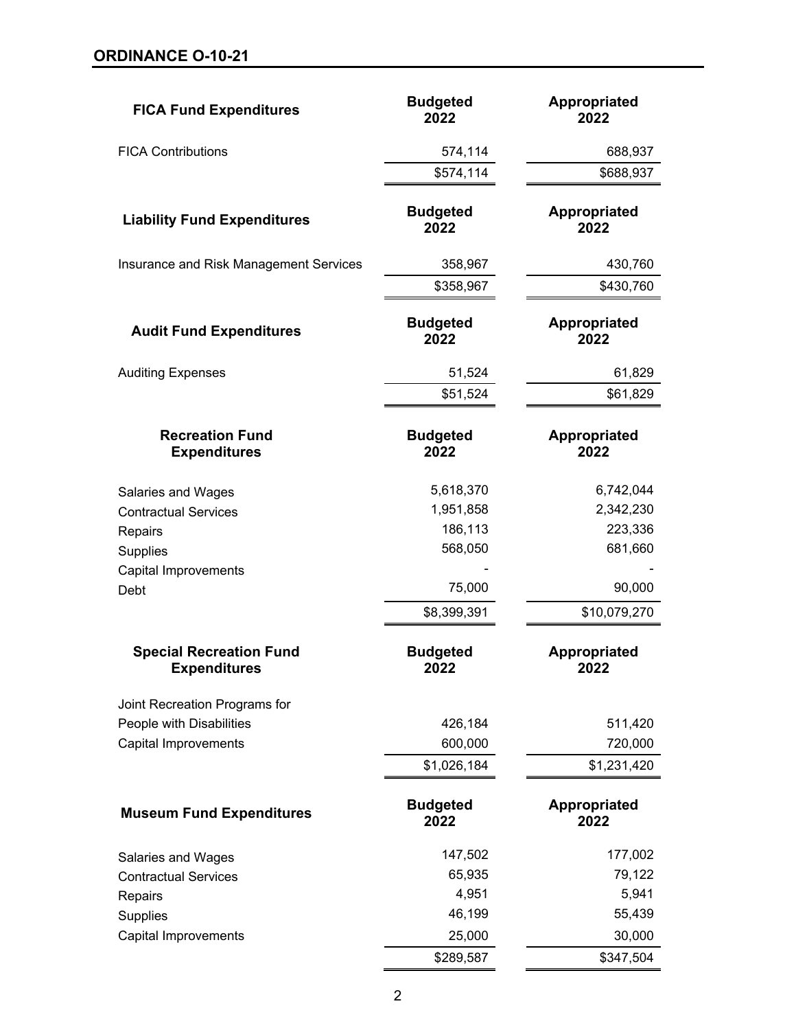## ORDINANCE O-10-21

| FICA Fund Expenditures | Budgeted 2022 | Appropriated 2022 |
|---|---|---|
| FICA Contributions | 574,114 | 688,937 |
| | $574,114 | $688,937 |

| Liability Fund Expenditures | Budgeted 2022 | Appropriated 2022 |
|---|---|---|
| Insurance and Risk Management Services | 358,967 | 430,760 |
| | $358,967 | $430,760 |

| Audit Fund Expenditures | Budgeted 2022 | Appropriated 2022 |
|---|---|---|
| Auditing Expenses | 51,524 | 61,829 |
| | $51,524 | $61,829 |

| Recreation Fund Expenditures | Budgeted 2022 | Appropriated 2022 |
|---|---|---|
| Salaries and Wages | 5,618,370 | 6,742,044 |
| Contractual Services | 1,951,858 | 2,342,230 |
| Repairs | 186,113 | 223,336 |
| Supplies | 568,050 | 681,660 |
| Capital Improvements | - | - |
| Debt | 75,000 | 90,000 |
| | $8,399,391 | $10,079,270 |

| Special Recreation Fund Expenditures | Budgeted 2022 | Appropriated 2022 |
|---|---|---|
| Joint Recreation Programs for People with Disabilities | 426,184 | 511,420 |
| Capital Improvements | 600,000 | 720,000 |
| | $1,026,184 | $1,231,420 |

| Museum Fund Expenditures | Budgeted 2022 | Appropriated 2022 |
|---|---|---|
| Salaries and Wages | 147,502 | 177,002 |
| Contractual Services | 65,935 | 79,122 |
| Repairs | 4,951 | 5,941 |
| Supplies | 46,199 | 55,439 |
| Capital Improvements | 25,000 | 30,000 |
| | $289,587 | $347,504 |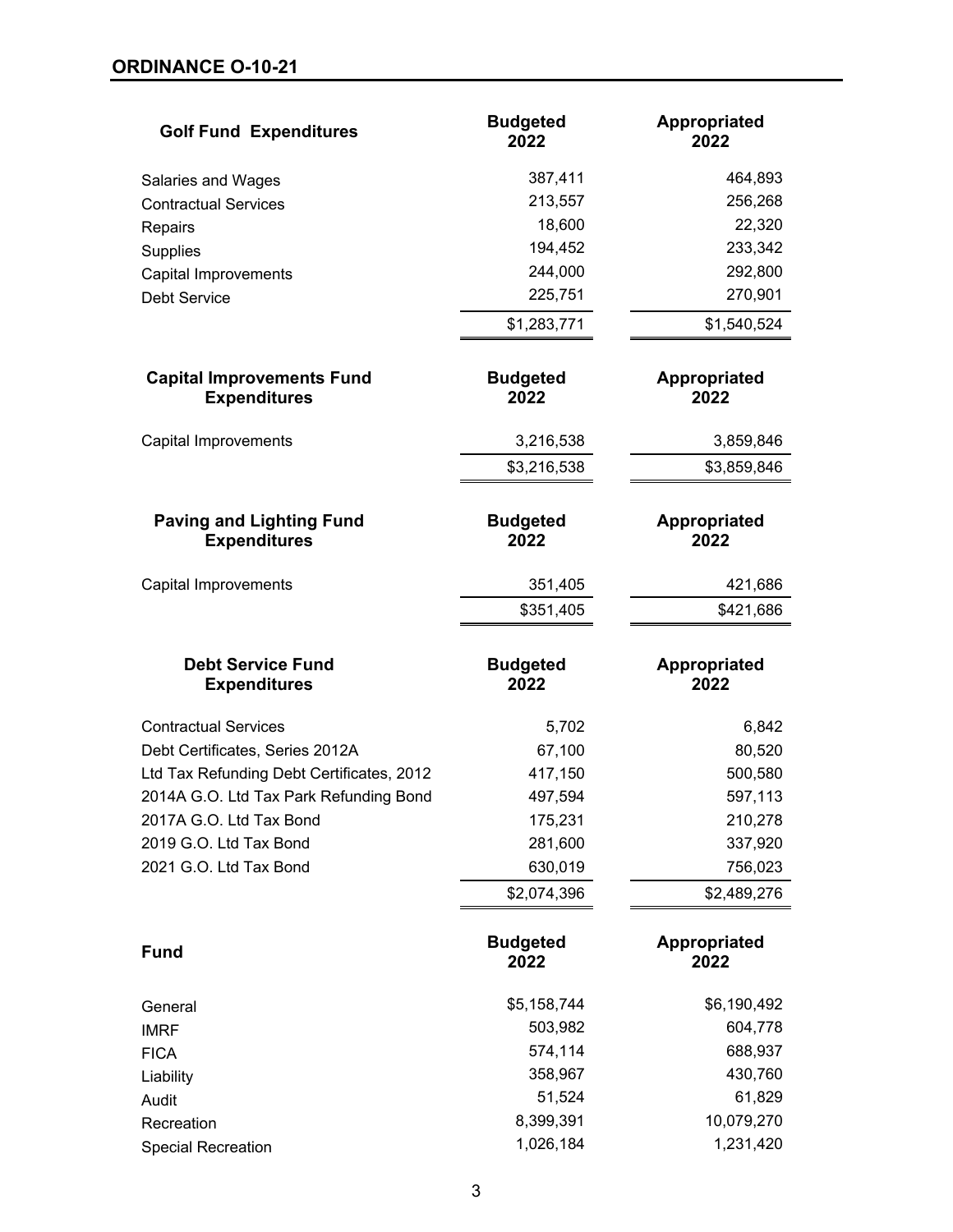## ORDINANCE O-10-21

| Golf Fund Expenditures | Budgeted 2022 | Appropriated 2022 |
|---|---|---|
| Salaries and Wages | 387,411 | 464,893 |
| Contractual Services | 213,557 | 256,268 |
| Repairs | 18,600 | 22,320 |
| Supplies | 194,452 | 233,342 |
| Capital Improvements | 244,000 | 292,800 |
| Debt Service | 225,751 | 270,901 |
| | $1,283,771 | $1,540,524 |

| Capital Improvements Fund Expenditures | Budgeted 2022 | Appropriated 2022 |
|---|---|---|
| Capital Improvements | 3,216,538 | 3,859,846 |
| | $3,216,538 | $3,859,846 |

| Paving and Lighting Fund Expenditures | Budgeted 2022 | Appropriated 2022 |
|---|---|---|
| Capital Improvements | 351,405 | 421,686 |
| | $351,405 | $421,686 |

| Debt Service Fund Expenditures | Budgeted 2022 | Appropriated 2022 |
|---|---|---|
| Contractual Services | 5,702 | 6,842 |
| Debt Certificates, Series 2012A | 67,100 | 80,520 |
| Ltd Tax Refunding Debt Certificates, 2012 | 417,150 | 500,580 |
| 2014A G.O. Ltd Tax Park Refunding Bond | 497,594 | 597,113 |
| 2017A G.O. Ltd Tax Bond | 175,231 | 210,278 |
| 2019 G.O. Ltd Tax Bond | 281,600 | 337,920 |
| 2021 G.O. Ltd Tax Bond | 630,019 | 756,023 |
| | $2,074,396 | $2,489,276 |

| Fund | Budgeted 2022 | Appropriated 2022 |
|---|---|---|
| General | $5,158,744 | $6,190,492 |
| IMRF | 503,982 | 604,778 |
| FICA | 574,114 | 688,937 |
| Liability | 358,967 | 430,760 |
| Audit | 51,524 | 61,829 |
| Recreation | 8,399,391 | 10,079,270 |
| Special Recreation | 1,026,184 | 1,231,420 |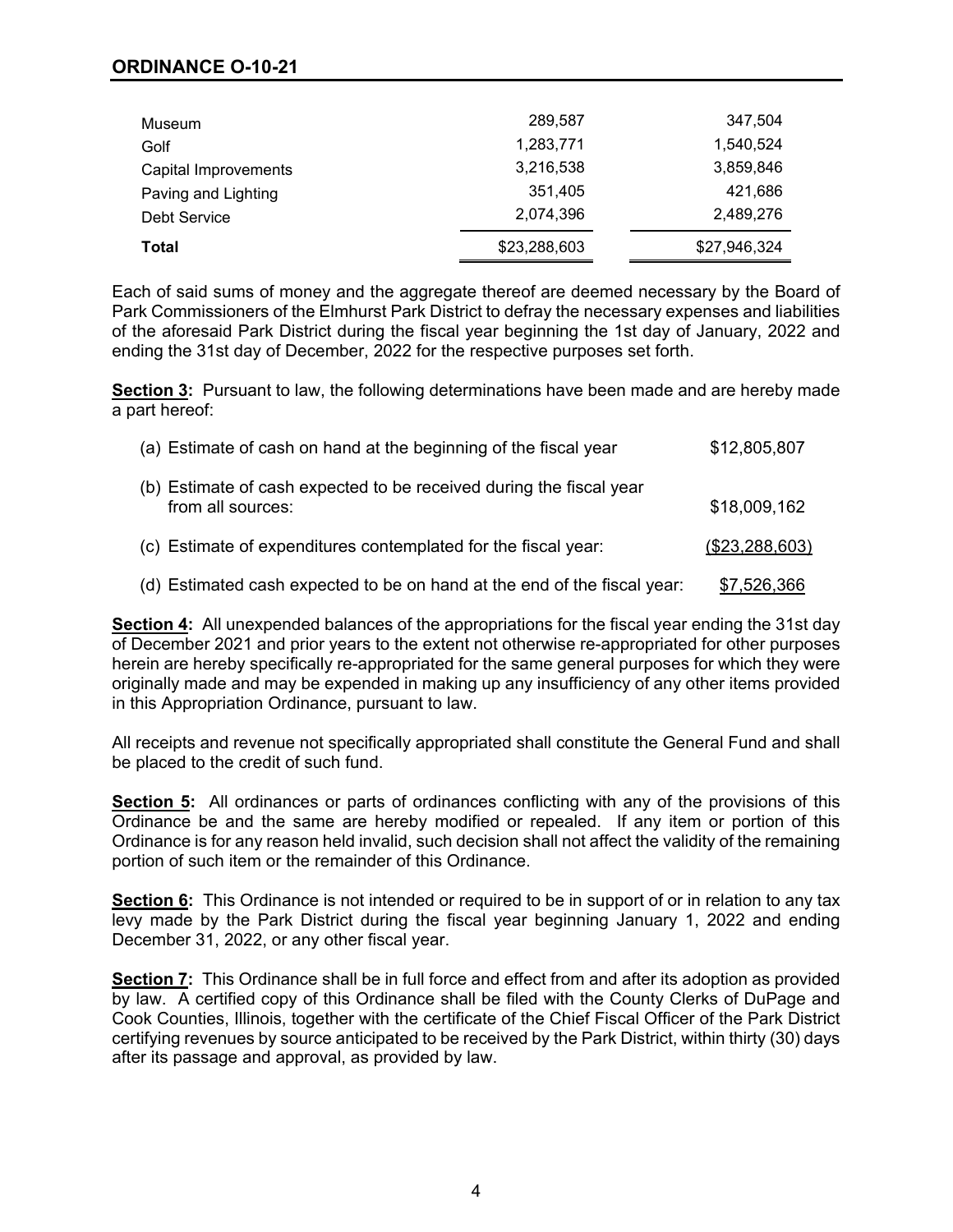| | | |
|---|---|---|
| Museum | 289,587 | 347,504 |
| Golf | 1,283,771 | 1,540,524 |
| Capital Improvements | 3,216,538 | 3,859,846 |
| Paving and Lighting | 351,405 | 421,686 |
| Debt Service | 2,074,396 | 2,489,276 |
| **Total** | $23,288,603 | $27,946,324 |

Each of said sums of money and the aggregate thereof are deemed necessary by the Board of Park Commissioners of the Elmhurst Park District to defray the necessary expenses and liabilities of the aforesaid Park District during the fiscal year beginning the 1st day of January, 2022 and ending the 31st day of December, 2022 for the respective purposes set forth.

**Section 3:** Pursuant to law, the following determinations have been made and are hereby made a part hereof:

| | |
|---|---|
| (a) Estimate of cash on hand at the beginning of the fiscal year | $12,805,807 |
| (b) Estimate of cash expected to be received during the fiscal year from all sources: | $18,009,162 |
| (c) Estimate of expenditures contemplated for the fiscal year: | ($23,288,603) |
| (d) Estimated cash expected to be on hand at the end of the fiscal year: | $7,526,366 |

**Section 4:** All unexpended balances of the appropriations for the fiscal year ending the 31st day of December 2021 and prior years to the extent not otherwise re-appropriated for other purposes herein are hereby specifically re-appropriated for the same general purposes for which they were originally made and may be expended in making up any insufficiency of any other items provided in this Appropriation Ordinance, pursuant to law.

All receipts and revenue not specifically appropriated shall constitute the General Fund and shall be placed to the credit of such fund.

**Section 5:** All ordinances or parts of ordinances conflicting with any of the provisions of this Ordinance be and the same are hereby modified or repealed. If any item or portion of this Ordinance is for any reason held invalid, such decision shall not affect the validity of the remaining portion of such item or the remainder of this Ordinance.

**Section 6:** This Ordinance is not intended or required to be in support of or in relation to any tax levy made by the Park District during the fiscal year beginning January 1, 2022 and ending December 31, 2022, or any other fiscal year.

**Section 7:** This Ordinance shall be in full force and effect from and after its adoption as provided by law. A certified copy of this Ordinance shall be filed with the County Clerks of DuPage and Cook Counties, Illinois, together with the certificate of the Chief Fiscal Officer of the Park District certifying revenues by source anticipated to be received by the Park District, within thirty (30) days after its passage and approval, as provided by law.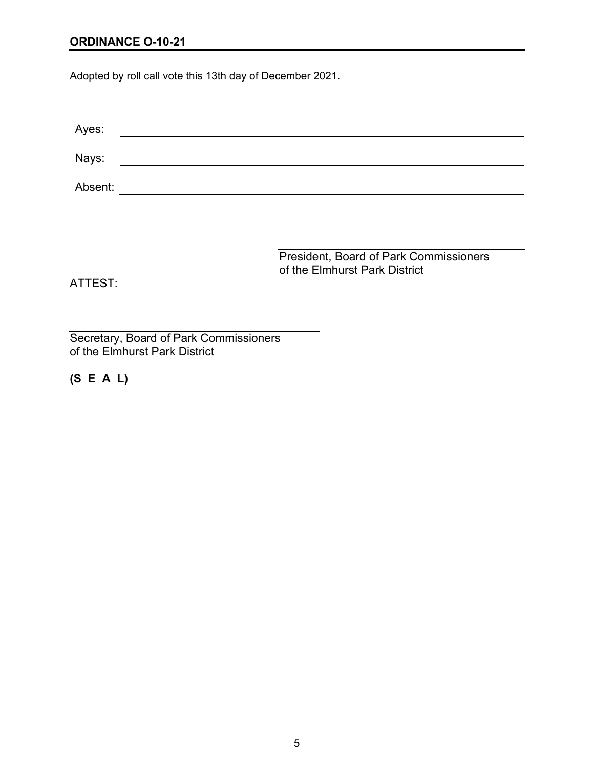**ORDINANCE O-10-21**

Adopted by roll call vote this 13th day of December 2021.

Ayes: \_\_\_\_\_\_\_\_\_\_\_\_\_\_\_\_\_\_\_\_\_\_\_\_\_\_\_\_\_\_\_\_\_\_\_\_\_\_\_\_

Nays: \_\_\_\_\_\_\_\_\_\_\_\_\_\_\_\_\_\_\_\_\_\_\_\_\_\_\_\_\_\_\_\_\_\_\_\_\_\_\_\_

Absent: \_\_\_\_\_\_\_\_\_\_\_\_\_\_\_\_\_\_\_\_\_\_\_\_\_\_\_\_\_\_\_\_\_\_\_\_\_\_\_\_

\_\_\_\_\_\_\_\_\_\_\_\_\_\_\_\_\_\_\_\_\_\_\_\_\_\_\_\_\_\_\_\_\_\_\_\_\_\_\_\_

President, Board of Park Commissioners
of the Elmhurst Park District

ATTEST:

\_\_\_\_\_\_\_\_\_\_\_\_\_\_\_\_\_\_\_\_\_\_\_\_\_\_\_\_\_\_\_\_\_\_\_\_\_\_\_\_

Secretary, Board of Park Commissioners
of the Elmhurst Park District

**(S E A L)**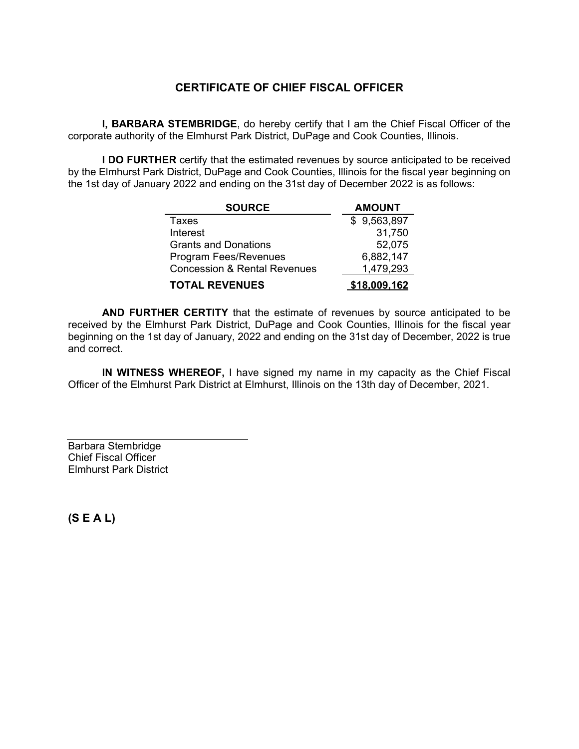# CERTIFICATE OF CHIEF FISCAL OFFICER

**I, BARBARA STEMBRIDGE**, do hereby certify that I am the Chief Fiscal Officer of the corporate authority of the Elmhurst Park District, DuPage and Cook Counties, Illinois.

**I DO FURTHER** certify that the estimated revenues by source anticipated to be received by the Elmhurst Park District, DuPage and Cook Counties, Illinois for the fiscal year beginning on the 1st day of January 2022 and ending on the 31st day of December 2022 is as follows:

| SOURCE | AMOUNT |
|---|---|
| Taxes | $ 9,563,897 |
| Interest | 31,750 |
| Grants and Donations | 52,075 |
| Program Fees/Revenues | 6,882,147 |
| Concession & Rental Revenues | 1,479,293 |
| **TOTAL REVENUES** | **$18,009,162** |

**AND FURTHER CERTITY** that the estimate of revenues by source anticipated to be received by the Elmhurst Park District, DuPage and Cook Counties, Illinois for the fiscal year beginning on the 1st day of January, 2022 and ending on the 31st day of December, 2022 is true and correct.

**IN WITNESS WHEREOF,** I have signed my name in my capacity as the Chief Fiscal Officer of the Elmhurst Park District at Elmhurst, Illinois on the 13th day of December, 2021.

Barbara Stembridge
Chief Fiscal Officer
Elmhurst Park District

**(S E A L)**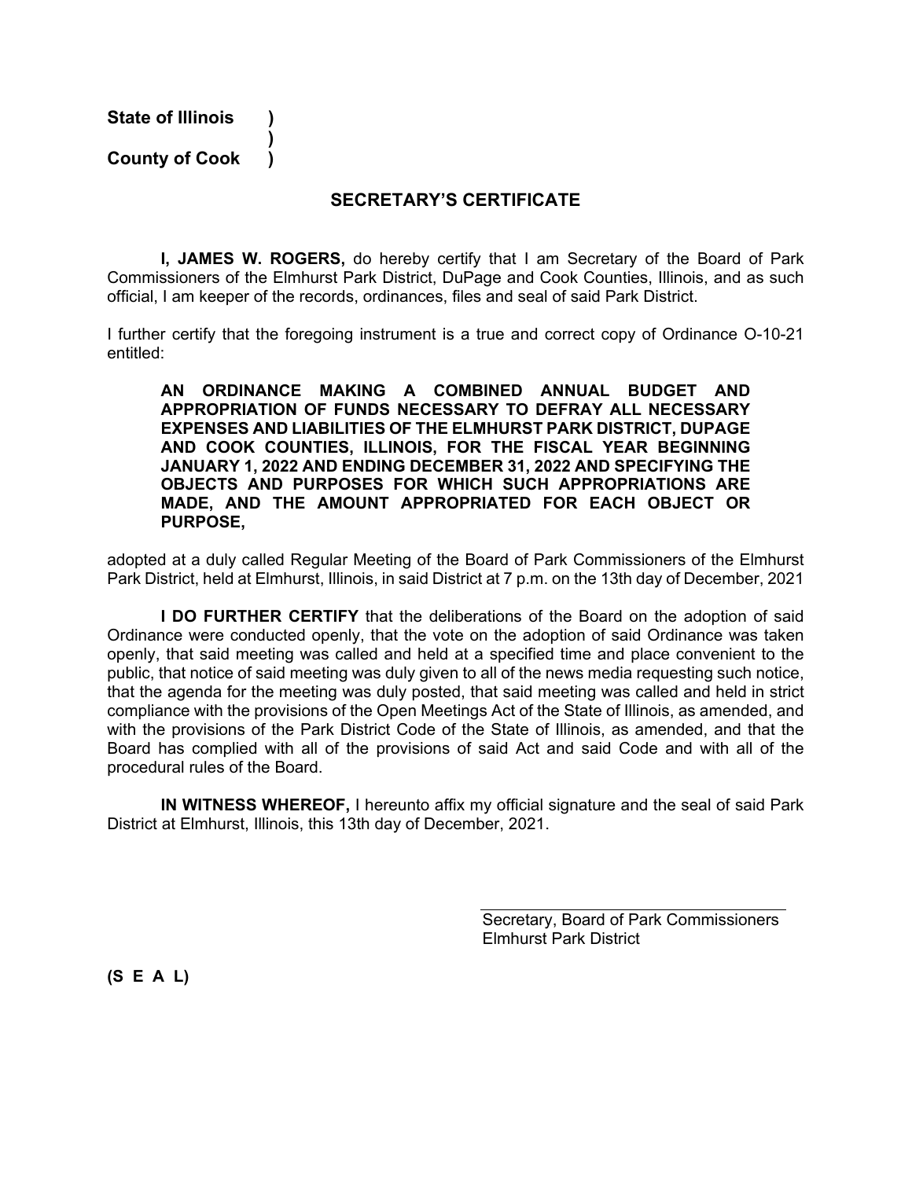**State of Illinois )**
**)**
**County of Cook )**

## SECRETARY'S CERTIFICATE

**I, JAMES W. ROGERS,** do hereby certify that I am Secretary of the Board of Park Commissioners of the Elmhurst Park District, DuPage and Cook Counties, Illinois, and as such official, I am keeper of the records, ordinances, files and seal of said Park District.

I further certify that the foregoing instrument is a true and correct copy of Ordinance O-10-21 entitled:

> **AN ORDINANCE MAKING A COMBINED ANNUAL BUDGET AND APPROPRIATION OF FUNDS NECESSARY TO DEFRAY ALL NECESSARY EXPENSES AND LIABILITIES OF THE ELMHURST PARK DISTRICT, DUPAGE AND COOK COUNTIES, ILLINOIS, FOR THE FISCAL YEAR BEGINNING JANUARY 1, 2022 AND ENDING DECEMBER 31, 2022 AND SPECIFYING THE OBJECTS AND PURPOSES FOR WHICH SUCH APPROPRIATIONS ARE MADE, AND THE AMOUNT APPROPRIATED FOR EACH OBJECT OR PURPOSE,**

adopted at a duly called Regular Meeting of the Board of Park Commissioners of the Elmhurst Park District, held at Elmhurst, Illinois, in said District at 7 p.m. on the 13th day of December, 2021

**I DO FURTHER CERTIFY** that the deliberations of the Board on the adoption of said Ordinance were conducted openly, that the vote on the adoption of said Ordinance was taken openly, that said meeting was called and held at a specified time and place convenient to the public, that notice of said meeting was duly given to all of the news media requesting such notice, that the agenda for the meeting was duly posted, that said meeting was called and held in strict compliance with the provisions of the Open Meetings Act of the State of Illinois, as amended, and with the provisions of the Park District Code of the State of Illinois, as amended, and that the Board has complied with all of the provisions of said Act and said Code and with all of the procedural rules of the Board.

**IN WITNESS WHEREOF,** I hereunto affix my official signature and the seal of said Park District at Elmhurst, Illinois, this 13th day of December, 2021.

Secretary, Board of Park Commissioners
Elmhurst Park District

**(S E A L)**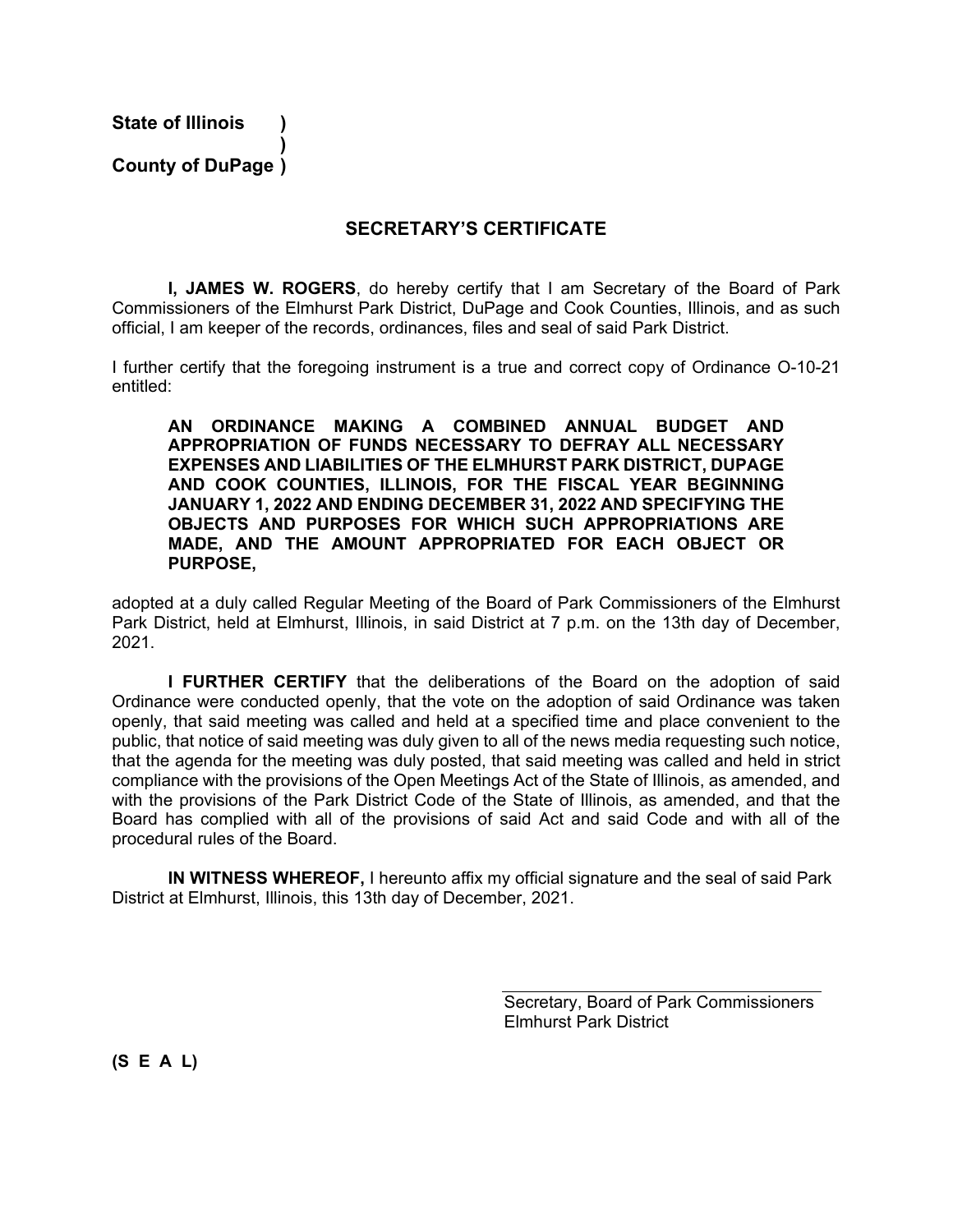**State of Illinois )**
**)**
**County of DuPage )**

## SECRETARY'S CERTIFICATE

**I, JAMES W. ROGERS**, do hereby certify that I am Secretary of the Board of Park Commissioners of the Elmhurst Park District, DuPage and Cook Counties, Illinois, and as such official, I am keeper of the records, ordinances, files and seal of said Park District.

I further certify that the foregoing instrument is a true and correct copy of Ordinance O-10-21 entitled:

> **AN ORDINANCE MAKING A COMBINED ANNUAL BUDGET AND APPROPRIATION OF FUNDS NECESSARY TO DEFRAY ALL NECESSARY EXPENSES AND LIABILITIES OF THE ELMHURST PARK DISTRICT, DUPAGE AND COOK COUNTIES, ILLINOIS, FOR THE FISCAL YEAR BEGINNING JANUARY 1, 2022 AND ENDING DECEMBER 31, 2022 AND SPECIFYING THE OBJECTS AND PURPOSES FOR WHICH SUCH APPROPRIATIONS ARE MADE, AND THE AMOUNT APPROPRIATED FOR EACH OBJECT OR PURPOSE,**

adopted at a duly called Regular Meeting of the Board of Park Commissioners of the Elmhurst Park District, held at Elmhurst, Illinois, in said District at 7 p.m. on the 13th day of December, 2021.

**I FURTHER CERTIFY** that the deliberations of the Board on the adoption of said Ordinance were conducted openly, that the vote on the adoption of said Ordinance was taken openly, that said meeting was called and held at a specified time and place convenient to the public, that notice of said meeting was duly given to all of the news media requesting such notice, that the agenda for the meeting was duly posted, that said meeting was called and held in strict compliance with the provisions of the Open Meetings Act of the State of Illinois, as amended, and with the provisions of the Park District Code of the State of Illinois, as amended, and that the Board has complied with all of the provisions of said Act and said Code and with all of the procedural rules of the Board.

**IN WITNESS WHEREOF,** I hereunto affix my official signature and the seal of said Park District at Elmhurst, Illinois, this 13th day of December, 2021.

\_\_\_\_\_\_\_\_\_\_\_\_\_\_\_\_\_\_\_\_\_\_\_\_\_\_\_\_\_\_\_\_
Secretary, Board of Park Commissioners
Elmhurst Park District

**(S E A L)**